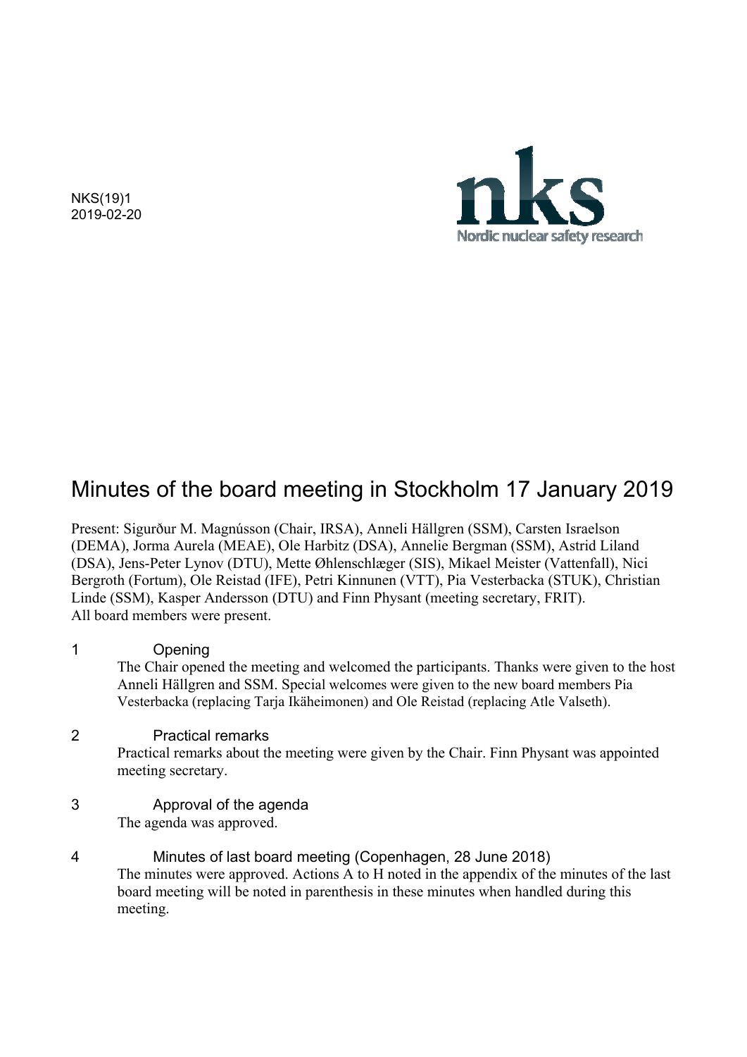NKS(19)1
2019-02-20

nks
Nordic nuclear safety research

# Minutes of the board meeting in Stockholm 17 January 2019

Present: Sigurður M. Magnússon (Chair, IRSA), Anneli Hällgren (SSM), Carsten Israelson (DEMA), Jorma Aurela (MEAE), Ole Harbitz (DSA), Annelie Bergman (SSM), Astrid Liland (DSA), Jens-Peter Lynov (DTU), Mette Øhlenschlæger (SIS), Mikael Meister (Vattenfall), Nici Bergroth (Fortum), Ole Reistad (IFE), Petri Kinnunen (VTT), Pia Vesterbacka (STUK), Christian Linde (SSM), Kasper Andersson (DTU) and Finn Physant (meeting secretary, FRIT).
All board members were present.

## 1 Opening

The Chair opened the meeting and welcomed the participants. Thanks were given to the host Anneli Hällgren and SSM. Special welcomes were given to the new board members Pia Vesterbacka (replacing Tarja Ikäheimonen) and Ole Reistad (replacing Atle Valseth).

## 2 Practical remarks

Practical remarks about the meeting were given by the Chair. Finn Physant was appointed meeting secretary.

## 3 Approval of the agenda

The agenda was approved.

## 4 Minutes of last board meeting (Copenhagen, 28 June 2018)

The minutes were approved. Actions A to H noted in the appendix of the minutes of the last board meeting will be noted in parenthesis in these minutes when handled during this meeting.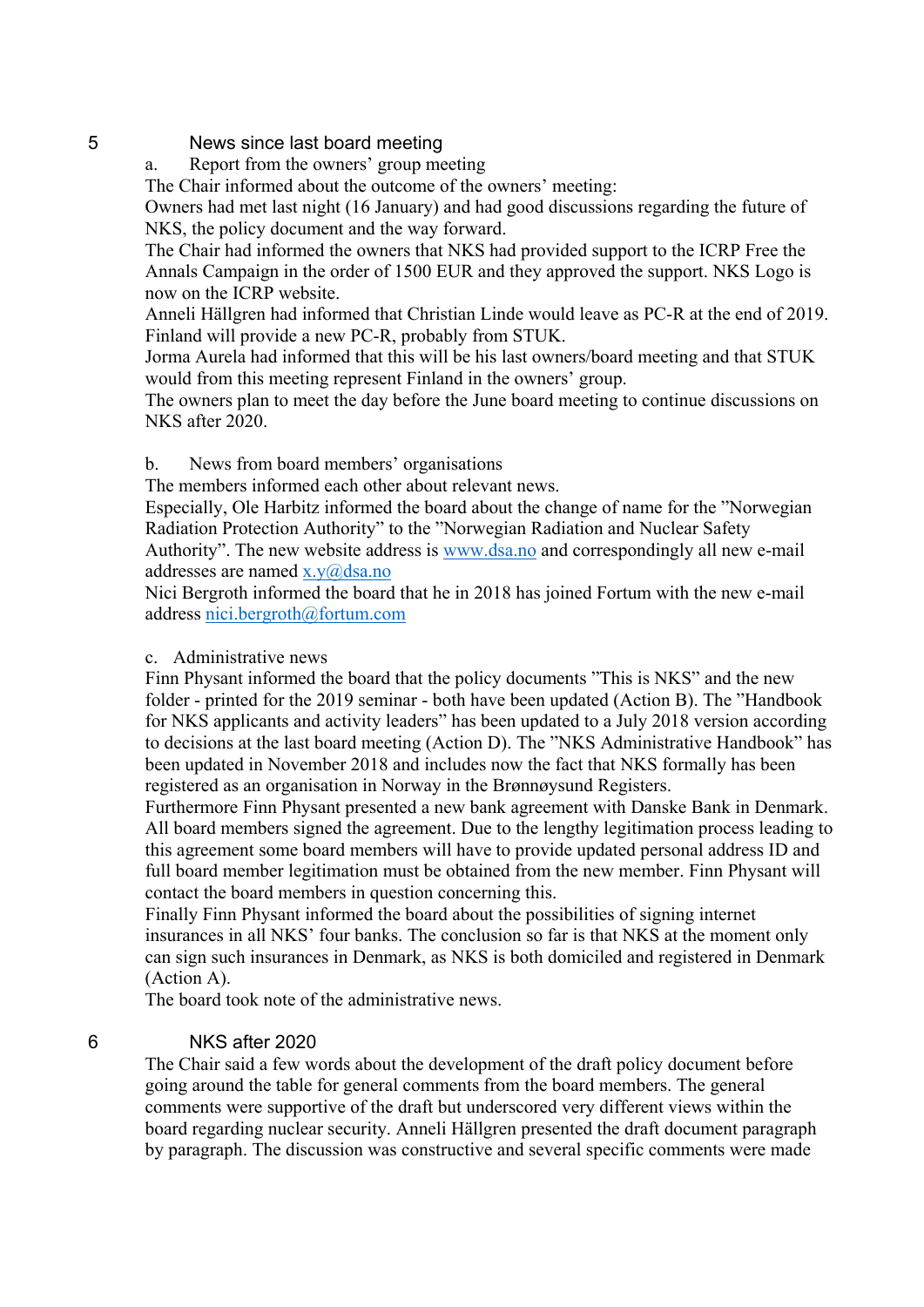## 5 News since last board meeting

a. Report from the owners' group meeting

The Chair informed about the outcome of the owners' meeting:

Owners had met last night (16 January) and had good discussions regarding the future of NKS, the policy document and the way forward.

The Chair had informed the owners that NKS had provided support to the ICRP Free the Annals Campaign in the order of 1500 EUR and they approved the support. NKS Logo is now on the ICRP website.

Anneli Hällgren had informed that Christian Linde would leave as PC-R at the end of 2019. Finland will provide a new PC-R, probably from STUK.

Jorma Aurela had informed that this will be his last owners/board meeting and that STUK would from this meeting represent Finland in the owners' group.

The owners plan to meet the day before the June board meeting to continue discussions on NKS after 2020.

b. News from board members' organisations

The members informed each other about relevant news.

Especially, Ole Harbitz informed the board about the change of name for the "Norwegian Radiation Protection Authority" to the "Norwegian Radiation and Nuclear Safety Authority". The new website address is www.dsa.no and correspondingly all new e-mail addresses are named x.y@dsa.no

Nici Bergroth informed the board that he in 2018 has joined Fortum with the new e-mail address nici.bergroth@fortum.com

c. Administrative news

Finn Physant informed the board that the policy documents "This is NKS" and the new folder - printed for the 2019 seminar - both have been updated (Action B). The "Handbook for NKS applicants and activity leaders" has been updated to a July 2018 version according to decisions at the last board meeting (Action D). The "NKS Administrative Handbook" has been updated in November 2018 and includes now the fact that NKS formally has been registered as an organisation in Norway in the Brønnøysund Registers.

Furthermore Finn Physant presented a new bank agreement with Danske Bank in Denmark. All board members signed the agreement. Due to the lengthy legitimation process leading to this agreement some board members will have to provide updated personal address ID and full board member legitimation must be obtained from the new member. Finn Physant will contact the board members in question concerning this.

Finally Finn Physant informed the board about the possibilities of signing internet insurances in all NKS' four banks. The conclusion so far is that NKS at the moment only can sign such insurances in Denmark, as NKS is both domiciled and registered in Denmark (Action A).

The board took note of the administrative news.

## 6 NKS after 2020

The Chair said a few words about the development of the draft policy document before going around the table for general comments from the board members. The general comments were supportive of the draft but underscored very different views within the board regarding nuclear security. Anneli Hällgren presented the draft document paragraph by paragraph. The discussion was constructive and several specific comments were made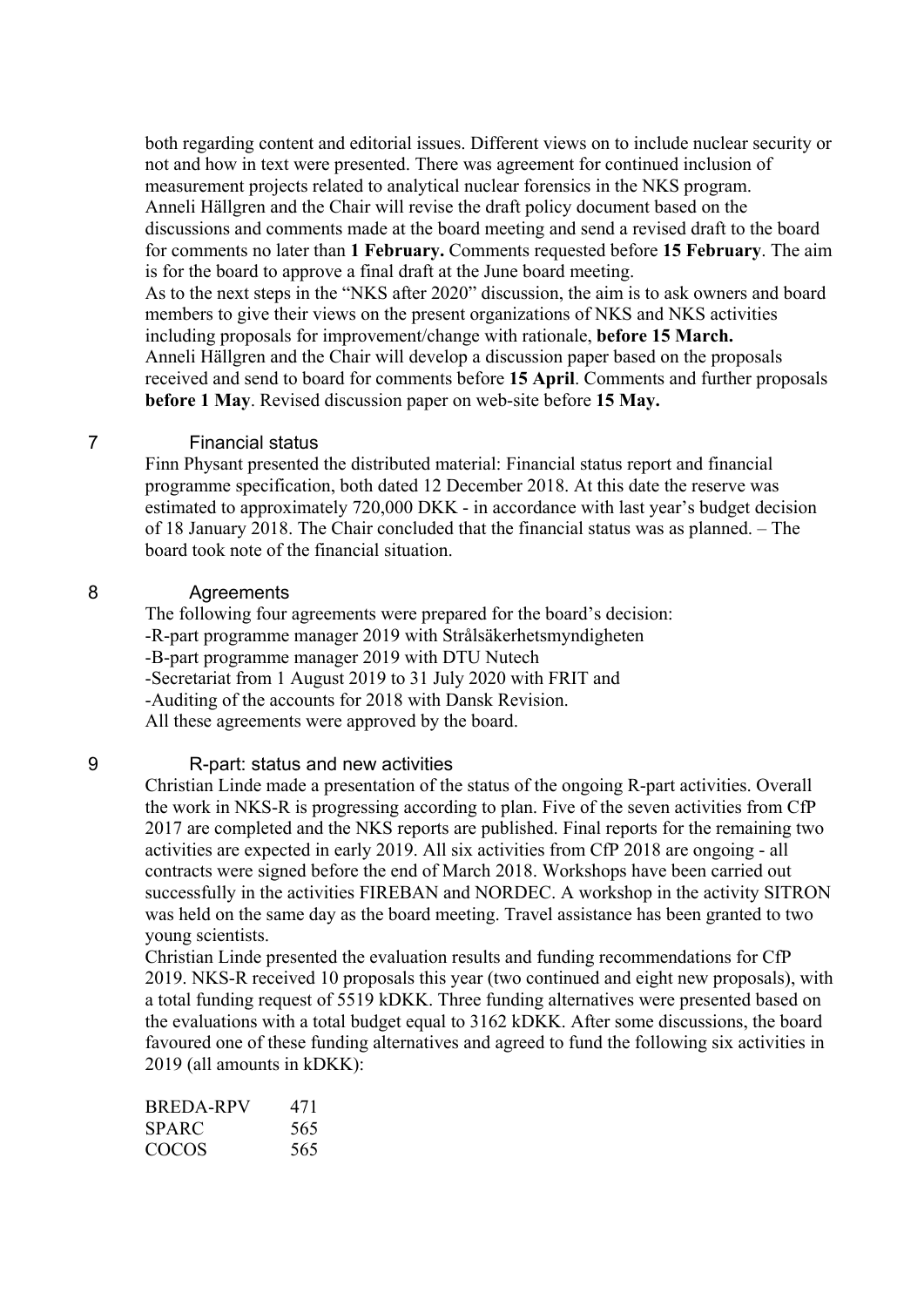both regarding content and editorial issues. Different views on to include nuclear security or not and how in text were presented. There was agreement for continued inclusion of measurement projects related to analytical nuclear forensics in the NKS program.
Anneli Hällgren and the Chair will revise the draft policy document based on the discussions and comments made at the board meeting and send a revised draft to the board for comments no later than **1 February.** Comments requested before **15 February**. The aim is for the board to approve a final draft at the June board meeting.
As to the next steps in the "NKS after 2020" discussion, the aim is to ask owners and board members to give their views on the present organizations of NKS and NKS activities including proposals for improvement/change with rationale, **before 15 March.**
Anneli Hällgren and the Chair will develop a discussion paper based on the proposals received and send to board for comments before **15 April**. Comments and further proposals **before 1 May**. Revised discussion paper on web-site before **15 May.**

## 7 Financial status

Finn Physant presented the distributed material: Financial status report and financial programme specification, both dated 12 December 2018. At this date the reserve was estimated to approximately 720,000 DKK - in accordance with last year's budget decision of 18 January 2018. The Chair concluded that the financial status was as planned. – The board took note of the financial situation.

## 8 Agreements

The following four agreements were prepared for the board's decision:
-R-part programme manager 2019 with Strålsäkerhetsmyndigheten
-B-part programme manager 2019 with DTU Nutech
-Secretariat from 1 August 2019 to 31 July 2020 with FRIT and
-Auditing of the accounts for 2018 with Dansk Revision.
All these agreements were approved by the board.

## 9 R-part: status and new activities

Christian Linde made a presentation of the status of the ongoing R-part activities. Overall the work in NKS-R is progressing according to plan. Five of the seven activities from CfP 2017 are completed and the NKS reports are published. Final reports for the remaining two activities are expected in early 2019. All six activities from CfP 2018 are ongoing - all contracts were signed before the end of March 2018. Workshops have been carried out successfully in the activities FIREBAN and NORDEC. A workshop in the activity SITRON was held on the same day as the board meeting. Travel assistance has been granted to two young scientists.
Christian Linde presented the evaluation results and funding recommendations for CfP 2019. NKS-R received 10 proposals this year (two continued and eight new proposals), with a total funding request of 5519 kDKK. Three funding alternatives were presented based on the evaluations with a total budget equal to 3162 kDKK. After some discussions, the board favoured one of these funding alternatives and agreed to fund the following six activities in 2019 (all amounts in kDKK):

| | |
|---|---|
| BREDA-RPV | 471 |
| SPARC | 565 |
| COCOS | 565 |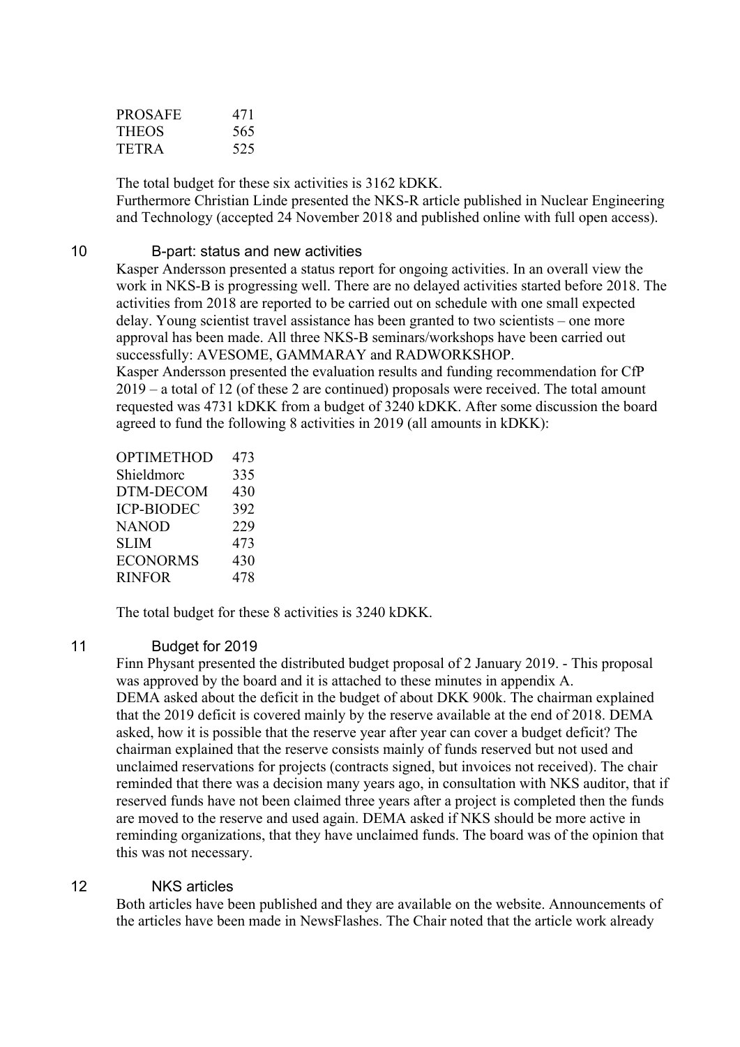| | |
|---|---|
| PROSAFE | 471 |
| THEOS | 565 |
| TETRA | 525 |

The total budget for these six activities is 3162 kDKK.
Furthermore Christian Linde presented the NKS-R article published in Nuclear Engineering and Technology (accepted 24 November 2018 and published online with full open access).

## 10 B-part: status and new activities

Kasper Andersson presented a status report for ongoing activities. In an overall view the work in NKS-B is progressing well. There are no delayed activities started before 2018. The activities from 2018 are reported to be carried out on schedule with one small expected delay. Young scientist travel assistance has been granted to two scientists – one more approval has been made. All three NKS-B seminars/workshops have been carried out successfully: AVESOME, GAMMARAY and RADWORKSHOP.
Kasper Andersson presented the evaluation results and funding recommendation for CfP 2019 – a total of 12 (of these 2 are continued) proposals were received. The total amount requested was 4731 kDKK from a budget of 3240 kDKK. After some discussion the board agreed to fund the following 8 activities in 2019 (all amounts in kDKK):

| | |
|---|---|
| OPTIMETHOD | 473 |
| Shieldmorc | 335 |
| DTM-DECOM | 430 |
| ICP-BIODEC | 392 |
| NANOD | 229 |
| SLIM | 473 |
| ECONORMS | 430 |
| RINFOR | 478 |

The total budget for these 8 activities is 3240 kDKK.

## 11 Budget for 2019

Finn Physant presented the distributed budget proposal of 2 January 2019. - This proposal was approved by the board and it is attached to these minutes in appendix A.
DEMA asked about the deficit in the budget of about DKK 900k. The chairman explained that the 2019 deficit is covered mainly by the reserve available at the end of 2018. DEMA asked, how it is possible that the reserve year after year can cover a budget deficit? The chairman explained that the reserve consists mainly of funds reserved but not used and unclaimed reservations for projects (contracts signed, but invoices not received). The chair reminded that there was a decision many years ago, in consultation with NKS auditor, that if reserved funds have not been claimed three years after a project is completed then the funds are moved to the reserve and used again. DEMA asked if NKS should be more active in reminding organizations, that they have unclaimed funds. The board was of the opinion that this was not necessary.

## 12 NKS articles

Both articles have been published and they are available on the website. Announcements of the articles have been made in NewsFlashes. The Chair noted that the article work already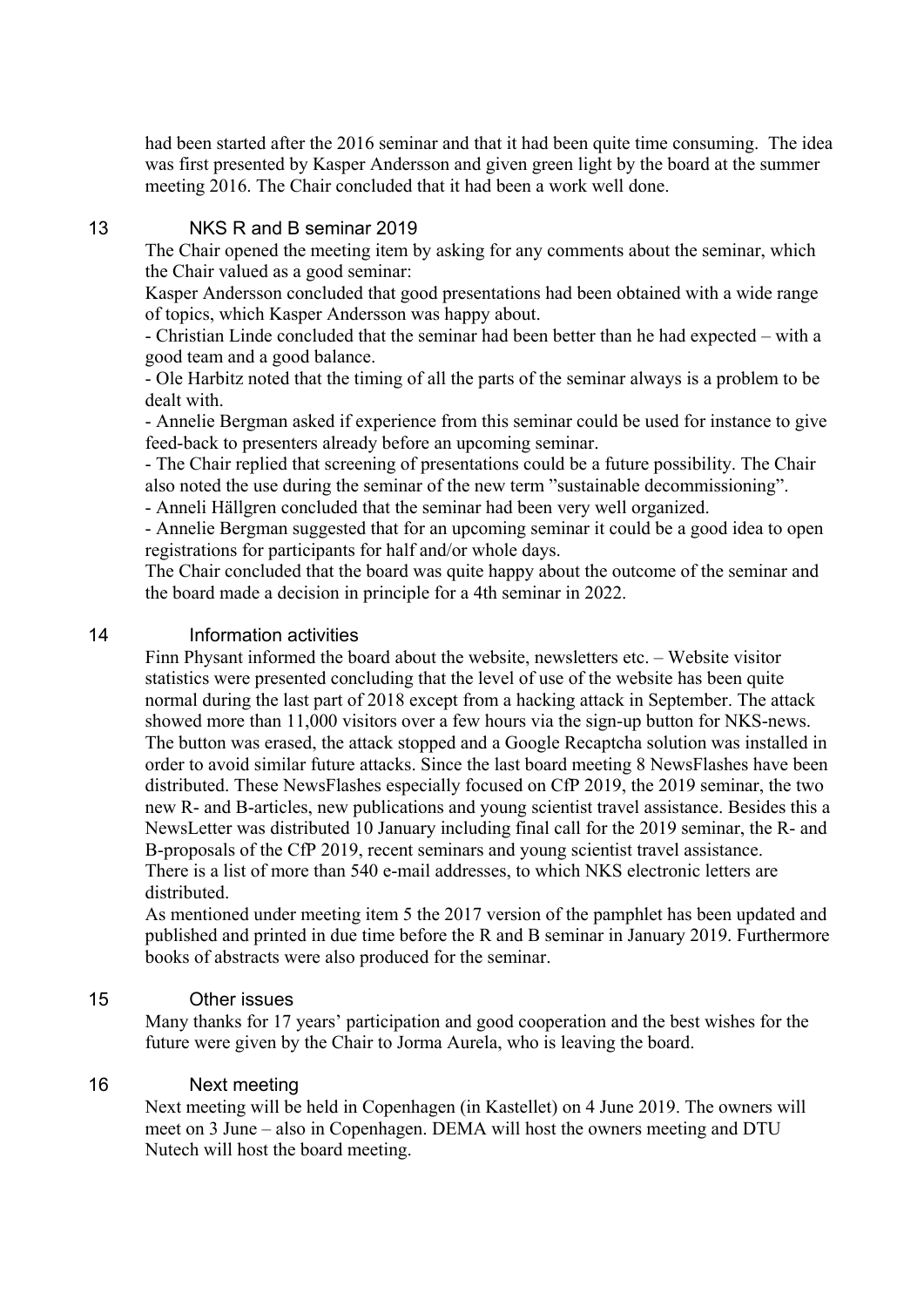had been started after the 2016 seminar and that it had been quite time consuming. The idea was first presented by Kasper Andersson and given green light by the board at the summer meeting 2016. The Chair concluded that it had been a work well done.

## 13 NKS R and B seminar 2019

The Chair opened the meeting item by asking for any comments about the seminar, which the Chair valued as a good seminar:

Kasper Andersson concluded that good presentations had been obtained with a wide range of topics, which Kasper Andersson was happy about.

- Christian Linde concluded that the seminar had been better than he had expected – with a good team and a good balance.
- Ole Harbitz noted that the timing of all the parts of the seminar always is a problem to be dealt with.
- Annelie Bergman asked if experience from this seminar could be used for instance to give feed-back to presenters already before an upcoming seminar.
- The Chair replied that screening of presentations could be a future possibility. The Chair also noted the use during the seminar of the new term "sustainable decommissioning".
- Anneli Hällgren concluded that the seminar had been very well organized.
- Annelie Bergman suggested that for an upcoming seminar it could be a good idea to open registrations for participants for half and/or whole days.

The Chair concluded that the board was quite happy about the outcome of the seminar and the board made a decision in principle for a 4th seminar in 2022.

## 14 Information activities

Finn Physant informed the board about the website, newsletters etc. – Website visitor statistics were presented concluding that the level of use of the website has been quite normal during the last part of 2018 except from a hacking attack in September. The attack showed more than 11,000 visitors over a few hours via the sign-up button for NKS-news. The button was erased, the attack stopped and a Google Recaptcha solution was installed in order to avoid similar future attacks. Since the last board meeting 8 NewsFlashes have been distributed. These NewsFlashes especially focused on CfP 2019, the 2019 seminar, the two new R- and B-articles, new publications and young scientist travel assistance. Besides this a NewsLetter was distributed 10 January including final call for the 2019 seminar, the R- and B-proposals of the CfP 2019, recent seminars and young scientist travel assistance.

There is a list of more than 540 e-mail addresses, to which NKS electronic letters are distributed.

As mentioned under meeting item 5 the 2017 version of the pamphlet has been updated and published and printed in due time before the R and B seminar in January 2019. Furthermore books of abstracts were also produced for the seminar.

## 15 Other issues

Many thanks for 17 years' participation and good cooperation and the best wishes for the future were given by the Chair to Jorma Aurela, who is leaving the board.

## 16 Next meeting

Next meeting will be held in Copenhagen (in Kastellet) on 4 June 2019. The owners will meet on 3 June – also in Copenhagen. DEMA will host the owners meeting and DTU Nutech will host the board meeting.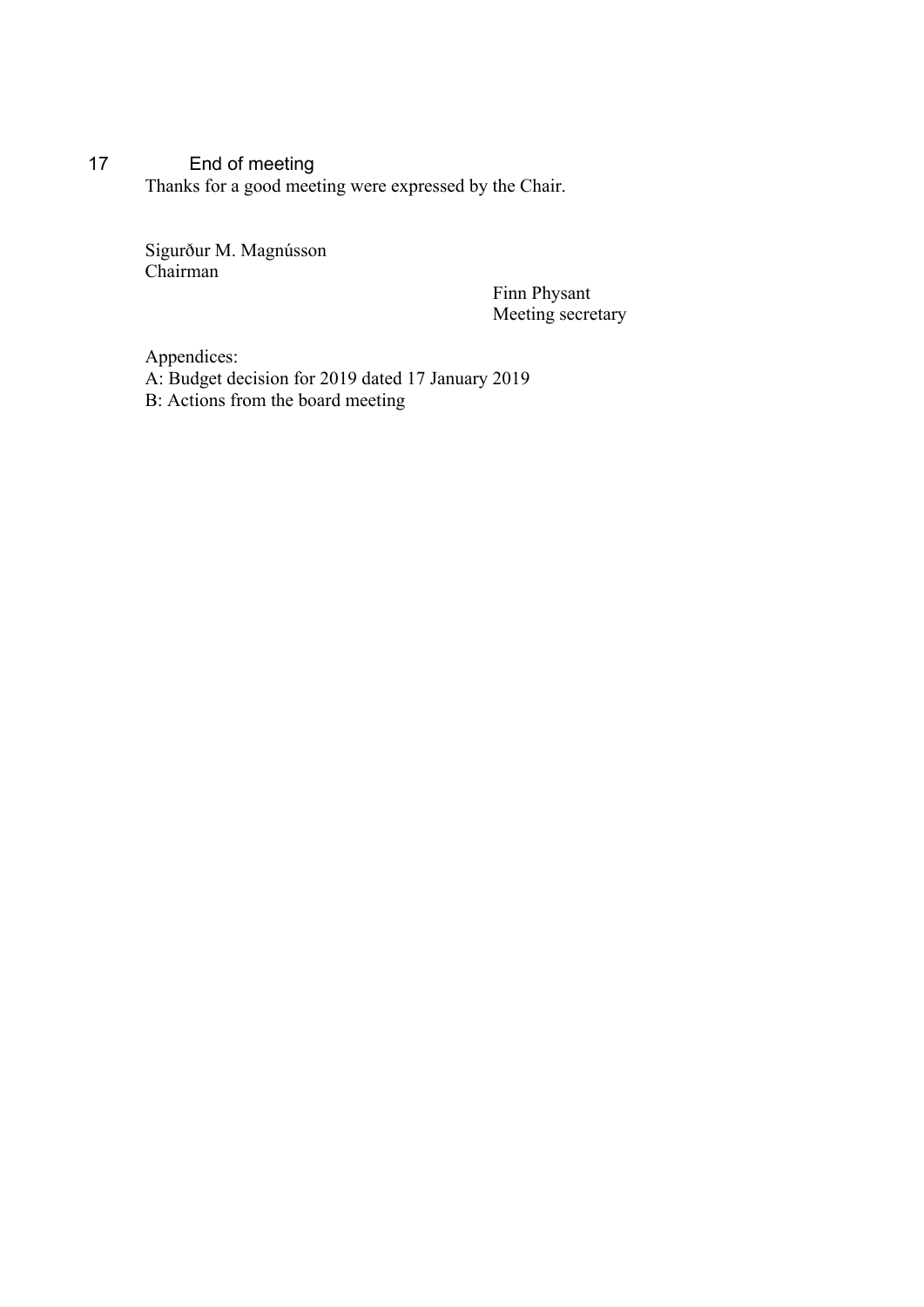## 17 End of meeting

Thanks for a good meeting were expressed by the Chair.

Sigurður M. Magnússon
Chairman

Finn Physant
Meeting secretary

Appendices:
A: Budget decision for 2019 dated 17 January 2019
B: Actions from the board meeting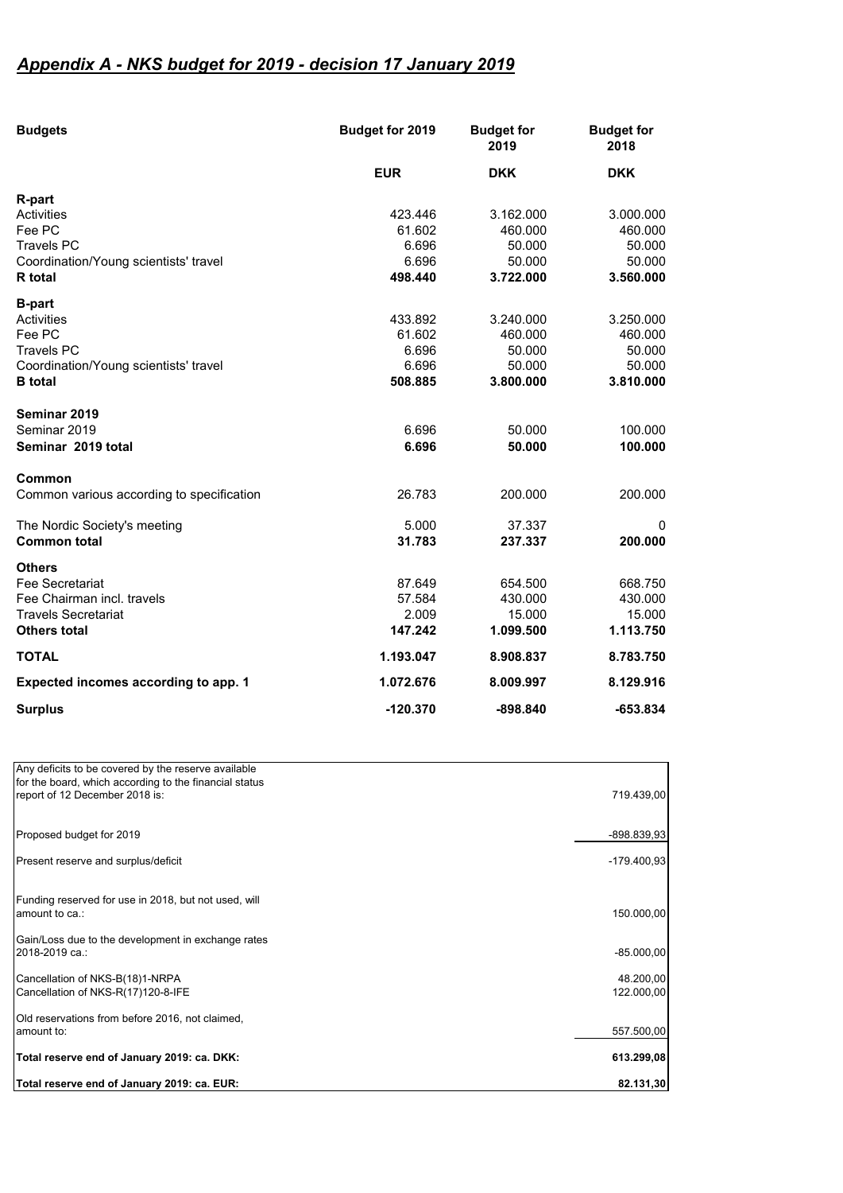## *Appendix A - NKS budget for 2019 - decision 17 January 2019*

| **Budgets** | **Budget for 2019** | **Budget for 2019** | **Budget for 2018** |
|---|---|---|---|
| | **EUR** | **DKK** | **DKK** |
| **R-part** | | | |
| Activities | 423.446 | 3.162.000 | 3.000.000 |
| Fee PC | 61.602 | 460.000 | 460.000 |
| Travels PC | 6.696 | 50.000 | 50.000 |
| Coordination/Young scientists' travel | 6.696 | 50.000 | 50.000 |
| **R total** | **498.440** | **3.722.000** | **3.560.000** |
| **B-part** | | | |
| Activities | 433.892 | 3.240.000 | 3.250.000 |
| Fee PC | 61.602 | 460.000 | 460.000 |
| Travels PC | 6.696 | 50.000 | 50.000 |
| Coordination/Young scientists' travel | 6.696 | 50.000 | 50.000 |
| **B total** | **508.885** | **3.800.000** | **3.810.000** |
| **Seminar 2019** | | | |
| Seminar 2019 | 6.696 | 50.000 | 100.000 |
| **Seminar 2019 total** | **6.696** | **50.000** | **100.000** |
| **Common** | | | |
| Common various according to specification | 26.783 | 200.000 | 200.000 |
| The Nordic Society's meeting | 5.000 | 37.337 | 0 |
| **Common total** | **31.783** | **237.337** | **200.000** |
| **Others** | | | |
| Fee Secretariat | 87.649 | 654.500 | 668.750 |
| Fee Chairman incl. travels | 57.584 | 430.000 | 430.000 |
| Travels Secretariat | 2.009 | 15.000 | 15.000 |
| **Others total** | **147.242** | **1.099.500** | **1.113.750** |
| **TOTAL** | **1.193.047** | **8.908.837** | **8.783.750** |
| **Expected incomes according to app. 1** | **1.072.676** | **8.009.997** | **8.129.916** |
| **Surplus** | **-120.370** | **-898.840** | **-653.834** |

| | |
|---|---|
| Any deficits to be covered by the reserve available for the board, which according to the financial status report of 12 December 2018 is: | 719.439,00 |
| Proposed budget for 2019 | -898.839,93 |
| Present reserve and surplus/deficit | -179.400,93 |
| Funding reserved for use in 2018, but not used, will amount to ca.: | 150.000,00 |
| Gain/Loss due to the development in exchange rates 2018-2019 ca.: | -85.000,00 |
| Cancellation of NKS-B(18)1-NRPA | 48.200,00 |
| Cancellation of NKS-R(17)120-8-IFE | 122.000,00 |
| Old reservations from before 2016, not claimed, amount to: | 557.500,00 |
| **Total reserve end of January 2019: ca. DKK:** | **613.299,08** |
| **Total reserve end of January 2019: ca. EUR:** | **82.131,30** |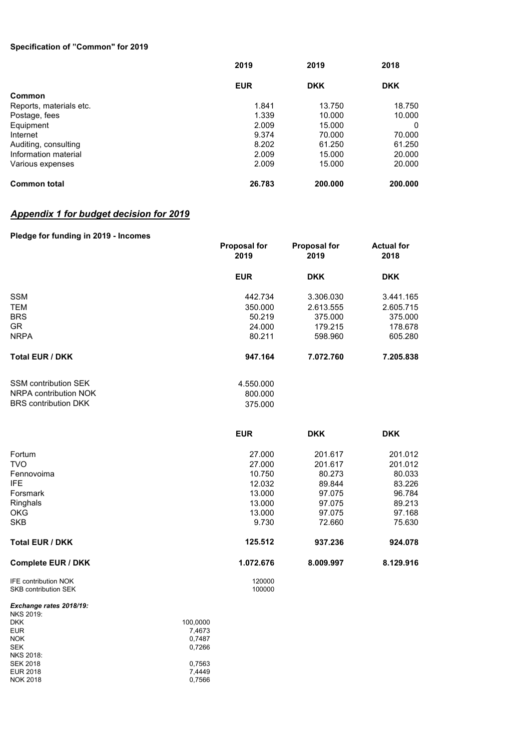**Specification of "Common" for 2019**

| | 2019 | 2019 | 2018 |
|---|---|---|---|
| | **EUR** | **DKK** | **DKK** |
| **Common** | | | |
| Reports, materials etc. | 1.841 | 13.750 | 18.750 |
| Postage, fees | 1.339 | 10.000 | 10.000 |
| Equipment | 2.009 | 15.000 | 0 |
| Internet | 9.374 | 70.000 | 70.000 |
| Auditing, consulting | 8.202 | 61.250 | 61.250 |
| Information material | 2.009 | 15.000 | 20.000 |
| Various expenses | 2.009 | 15.000 | 20.000 |
| **Common total** | **26.783** | **200.000** | **200.000** |

## ***Appendix 1 for budget decision for 2019***

**Pledge for funding in 2019 - Incomes**

| | Proposal for 2019 | Proposal for 2019 | Actual for 2018 |
|---|---|---|---|
| | **EUR** | **DKK** | **DKK** |
| SSM | 442.734 | 3.306.030 | 3.441.165 |
| TEM | 350.000 | 2.613.555 | 2.605.715 |
| BRS | 50.219 | 375.000 | 375.000 |
| GR | 24.000 | 179.215 | 178.678 |
| NRPA | 80.211 | 598.960 | 605.280 |
| **Total EUR / DKK** | **947.164** | **7.072.760** | **7.205.838** |
| SSM contribution SEK | 4.550.000 | | |
| NRPA contribution NOK | 800.000 | | |
| BRS contribution DKK | 375.000 | | |

| | EUR | DKK | DKK |
|---|---|---|---|
| Fortum | 27.000 | 201.617 | 201.012 |
| TVO | 27.000 | 201.617 | 201.012 |
| Fennovoima | 10.750 | 80.273 | 80.033 |
| IFE | 12.032 | 89.844 | 83.226 |
| Forsmark | 13.000 | 97.075 | 96.784 |
| Ringhals | 13.000 | 97.075 | 89.213 |
| OKG | 13.000 | 97.075 | 97.168 |
| SKB | 9.730 | 72.660 | 75.630 |
| **Total EUR / DKK** | **125.512** | **937.236** | **924.078** |
| **Complete EUR / DKK** | **1.072.676** | **8.009.997** | **8.129.916** |
| IFE contribution NOK | 120000 | | |
| SKB contribution SEK | 100000 | | |

***Exchange rates 2018/19:***

| | |
|---|---|
| NKS 2019: | |
| DKK | 100,0000 |
| EUR | 7,4673 |
| NOK | 0,7487 |
| SEK | 0,7266 |
| NKS 2018: | |
| SEK 2018 | 0,7563 |
| EUR 2018 | 7,4449 |
| NOK 2018 | 0,7566 |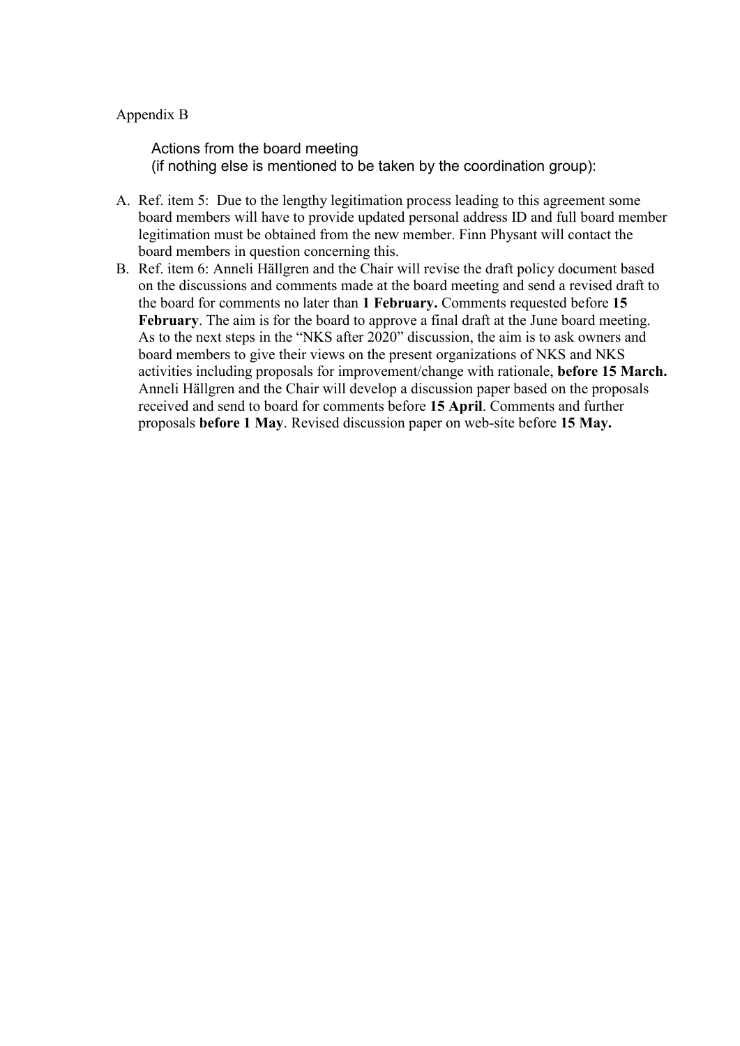Appendix B

Actions from the board meeting
(if nothing else is mentioned to be taken by the coordination group):

A. Ref. item 5: Due to the lengthy legitimation process leading to this agreement some board members will have to provide updated personal address ID and full board member legitimation must be obtained from the new member. Finn Physant will contact the board members in question concerning this.
B. Ref. item 6: Anneli Hällgren and the Chair will revise the draft policy document based on the discussions and comments made at the board meeting and send a revised draft to the board for comments no later than **1 February.** Comments requested before **15 February**. The aim is for the board to approve a final draft at the June board meeting. As to the next steps in the "NKS after 2020" discussion, the aim is to ask owners and board members to give their views on the present organizations of NKS and NKS activities including proposals for improvement/change with rationale, **before 15 March.** Anneli Hällgren and the Chair will develop a discussion paper based on the proposals received and send to board for comments before **15 April**. Comments and further proposals **before 1 May**. Revised discussion paper on web-site before **15 May.**